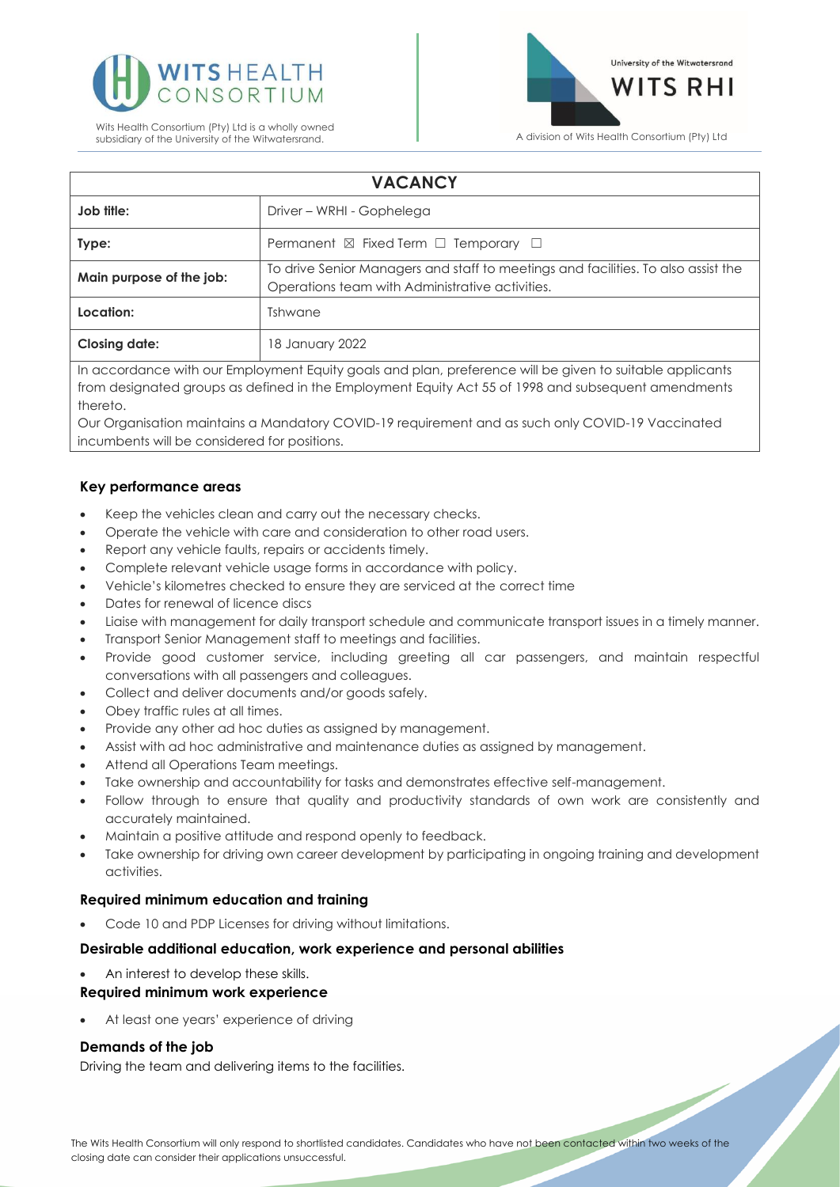Wits Health Consortium (Pty) Ltd is a wholly owned subsidiary of the University of the Witwatersrand.

A division of Wits Health Consortium (Pty) Ltd

| VACANCY | |
|---|---|
| **Job title:** | Driver – WRHI - Gophelega |
| **Type:** | Permanent ☒ Fixed Term ☐ Temporary ☐ |
| **Main purpose of the job:** | To drive Senior Managers and staff to meetings and facilities. To also assist the Operations team with Administrative activities. |
| **Location:** | Tshwane |
| **Closing date:** | 18 January 2022 |

In accordance with our Employment Equity goals and plan, preference will be given to suitable applicants from designated groups as defined in the Employment Equity Act 55 of 1998 and subsequent amendments thereto.

Our Organisation maintains a Mandatory COVID-19 requirement and as such only COVID-19 Vaccinated incumbents will be considered for positions.

### Key performance areas

- Keep the vehicles clean and carry out the necessary checks.
- Operate the vehicle with care and consideration to other road users.
- Report any vehicle faults, repairs or accidents timely.
- Complete relevant vehicle usage forms in accordance with policy.
- Vehicle's kilometres checked to ensure they are serviced at the correct time
- Dates for renewal of licence discs
- Liaise with management for daily transport schedule and communicate transport issues in a timely manner.
- Transport Senior Management staff to meetings and facilities.
- Provide good customer service, including greeting all car passengers, and maintain respectful conversations with all passengers and colleagues.
- Collect and deliver documents and/or goods safely.
- Obey traffic rules at all times.
- Provide any other ad hoc duties as assigned by management.
- Assist with ad hoc administrative and maintenance duties as assigned by management.
- Attend all Operations Team meetings.
- Take ownership and accountability for tasks and demonstrates effective self-management.
- Follow through to ensure that quality and productivity standards of own work are consistently and accurately maintained.
- Maintain a positive attitude and respond openly to feedback.
- Take ownership for driving own career development by participating in ongoing training and development activities.

### Required minimum education and training

- Code 10 and PDP Licenses for driving without limitations.

### Desirable additional education, work experience and personal abilities

- An interest to develop these skills.

### Required minimum work experience

- At least one years' experience of driving

### Demands of the job

Driving the team and delivering items to the facilities.

The Wits Health Consortium will only respond to shortlisted candidates. Candidates who have not been contacted within two weeks of the closing date can consider their applications unsuccessful.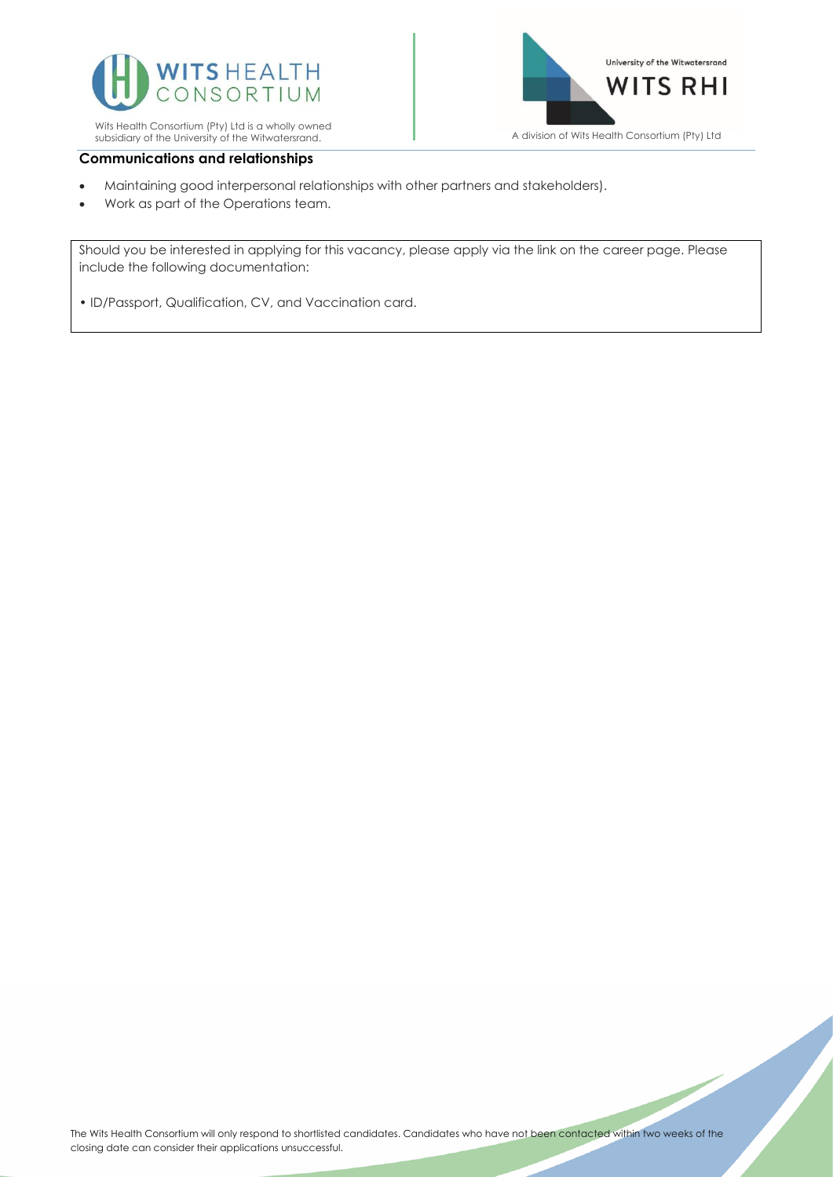**Communications and relationships**

- Maintaining good interpersonal relationships with other partners and stakeholders).
- Work as part of the Operations team.

Should you be interested in applying for this vacancy, please apply via the link on the career page. Please include the following documentation:

• ID/Passport, Qualification, CV, and Vaccination card.